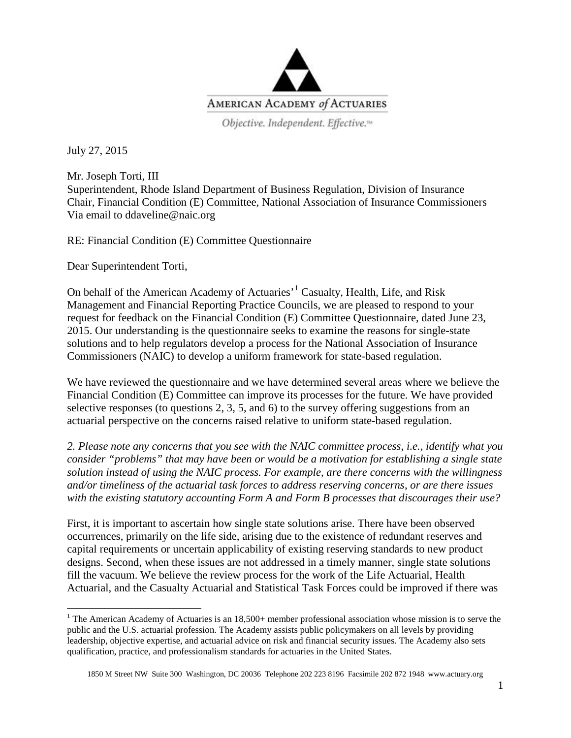AMERICAN ACADEMY *of* ACTUARIES

*Objective. Independent. Effective.*™

July 27, 2015

Mr. Joseph Torti, III
Superintendent, Rhode Island Department of Business Regulation, Division of Insurance
Chair, Financial Condition (E) Committee, National Association of Insurance Commissioners
Via email to ddaveline@naic.org

RE: Financial Condition (E) Committee Questionnaire

Dear Superintendent Torti,

On behalf of the American Academy of Actuaries'[1] Casualty, Health, Life, and Risk Management and Financial Reporting Practice Councils, we are pleased to respond to your request for feedback on the Financial Condition (E) Committee Questionnaire, dated June 23, 2015. Our understanding is the questionnaire seeks to examine the reasons for single-state solutions and to help regulators develop a process for the National Association of Insurance Commissioners (NAIC) to develop a uniform framework for state-based regulation.

We have reviewed the questionnaire and we have determined several areas where we believe the Financial Condition (E) Committee can improve its processes for the future. We have provided selective responses (to questions 2, 3, 5, and 6) to the survey offering suggestions from an actuarial perspective on the concerns raised relative to uniform state-based regulation.

*2. Please note any concerns that you see with the NAIC committee process, i.e., identify what you consider "problems" that may have been or would be a motivation for establishing a single state solution instead of using the NAIC process. For example, are there concerns with the willingness and/or timeliness of the actuarial task forces to address reserving concerns, or are there issues with the existing statutory accounting Form A and Form B processes that discourages their use?*

First, it is important to ascertain how single state solutions arise. There have been observed occurrences, primarily on the life side, arising due to the existence of redundant reserves and capital requirements or uncertain applicability of existing reserving standards to new product designs. Second, when these issues are not addressed in a timely manner, single state solutions fill the vacuum. We believe the review process for the work of the Life Actuarial, Health Actuarial, and the Casualty Actuarial and Statistical Task Forces could be improved if there was

[1] The American Academy of Actuaries is an 18,500+ member professional association whose mission is to serve the public and the U.S. actuarial profession. The Academy assists public policymakers on all levels by providing leadership, objective expertise, and actuarial advice on risk and financial security issues. The Academy also sets qualification, practice, and professionalism standards for actuaries in the United States.

1850 M Street NW Suite 300 Washington, DC 20036 Telephone 202 223 8196 Facsimile 202 872 1948 www.actuary.org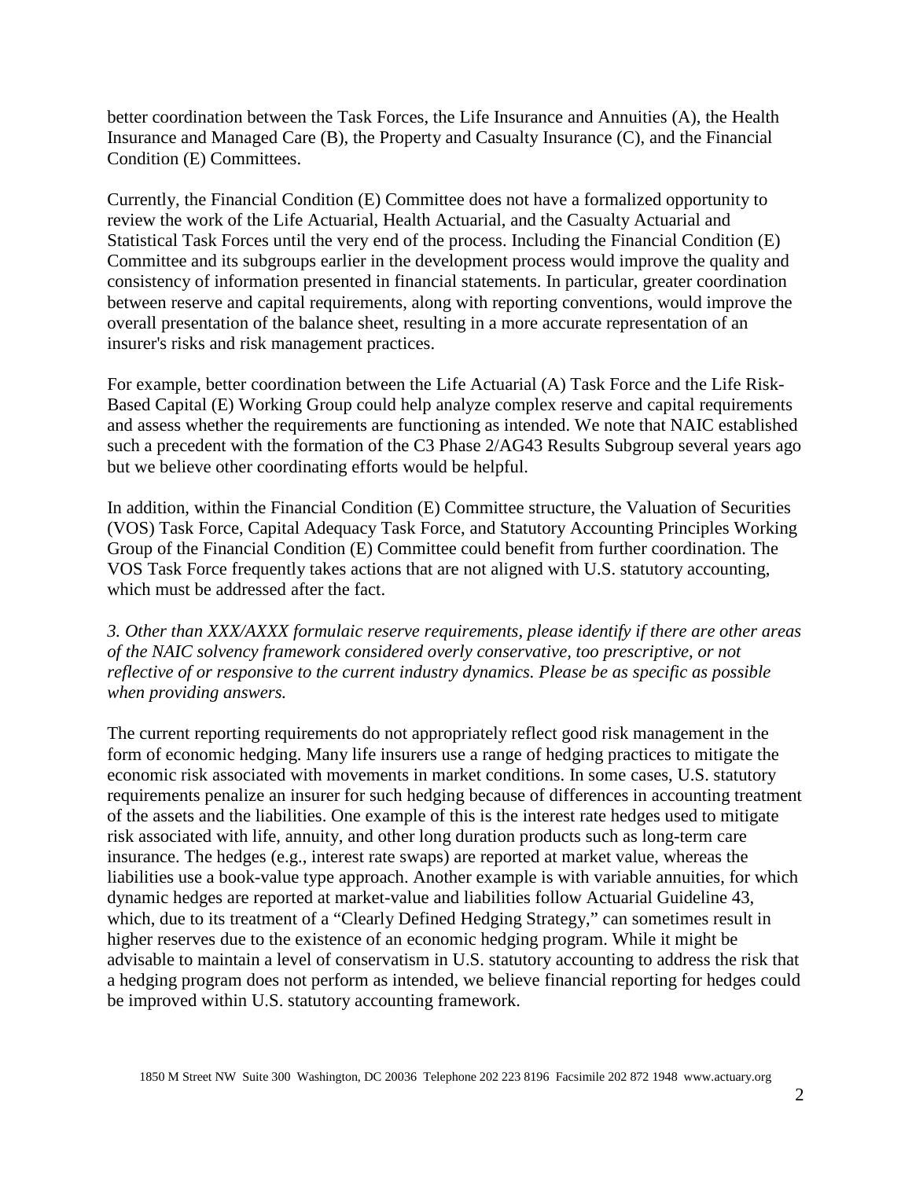better coordination between the Task Forces, the Life Insurance and Annuities (A), the Health Insurance and Managed Care (B), the Property and Casualty Insurance (C), and the Financial Condition (E) Committees.

Currently, the Financial Condition (E) Committee does not have a formalized opportunity to review the work of the Life Actuarial, Health Actuarial, and the Casualty Actuarial and Statistical Task Forces until the very end of the process. Including the Financial Condition (E) Committee and its subgroups earlier in the development process would improve the quality and consistency of information presented in financial statements. In particular, greater coordination between reserve and capital requirements, along with reporting conventions, would improve the overall presentation of the balance sheet, resulting in a more accurate representation of an insurer's risks and risk management practices.

For example, better coordination between the Life Actuarial (A) Task Force and the Life Risk-Based Capital (E) Working Group could help analyze complex reserve and capital requirements and assess whether the requirements are functioning as intended. We note that NAIC established such a precedent with the formation of the C3 Phase 2/AG43 Results Subgroup several years ago but we believe other coordinating efforts would be helpful.

In addition, within the Financial Condition (E) Committee structure, the Valuation of Securities (VOS) Task Force, Capital Adequacy Task Force, and Statutory Accounting Principles Working Group of the Financial Condition (E) Committee could benefit from further coordination. The VOS Task Force frequently takes actions that are not aligned with U.S. statutory accounting, which must be addressed after the fact.

*3. Other than XXX/AXXX formulaic reserve requirements, please identify if there are other areas of the NAIC solvency framework considered overly conservative, too prescriptive, or not reflective of or responsive to the current industry dynamics. Please be as specific as possible when providing answers.*

The current reporting requirements do not appropriately reflect good risk management in the form of economic hedging. Many life insurers use a range of hedging practices to mitigate the economic risk associated with movements in market conditions. In some cases, U.S. statutory requirements penalize an insurer for such hedging because of differences in accounting treatment of the assets and the liabilities. One example of this is the interest rate hedges used to mitigate risk associated with life, annuity, and other long duration products such as long-term care insurance. The hedges (e.g., interest rate swaps) are reported at market value, whereas the liabilities use a book-value type approach. Another example is with variable annuities, for which dynamic hedges are reported at market-value and liabilities follow Actuarial Guideline 43, which, due to its treatment of a "Clearly Defined Hedging Strategy," can sometimes result in higher reserves due to the existence of an economic hedging program. While it might be advisable to maintain a level of conservatism in U.S. statutory accounting to address the risk that a hedging program does not perform as intended, we believe financial reporting for hedges could be improved within U.S. statutory accounting framework.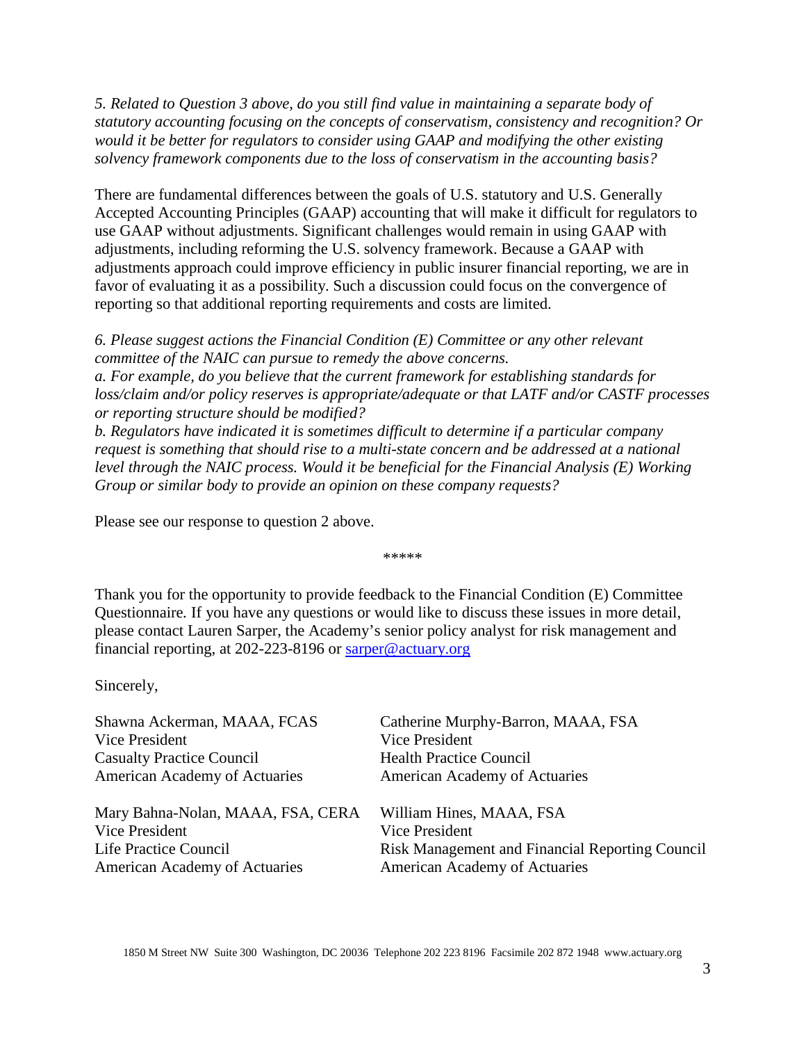*5. Related to Question 3 above, do you still find value in maintaining a separate body of statutory accounting focusing on the concepts of conservatism, consistency and recognition? Or would it be better for regulators to consider using GAAP and modifying the other existing solvency framework components due to the loss of conservatism in the accounting basis?*

There are fundamental differences between the goals of U.S. statutory and U.S. Generally Accepted Accounting Principles (GAAP) accounting that will make it difficult for regulators to use GAAP without adjustments. Significant challenges would remain in using GAAP with adjustments, including reforming the U.S. solvency framework. Because a GAAP with adjustments approach could improve efficiency in public insurer financial reporting, we are in favor of evaluating it as a possibility. Such a discussion could focus on the convergence of reporting so that additional reporting requirements and costs are limited.

*6. Please suggest actions the Financial Condition (E) Committee or any other relevant committee of the NAIC can pursue to remedy the above concerns.*
*a. For example, do you believe that the current framework for establishing standards for loss/claim and/or policy reserves is appropriate/adequate or that LATF and/or CASTF processes or reporting structure should be modified?*
*b. Regulators have indicated it is sometimes difficult to determine if a particular company request is something that should rise to a multi-state concern and be addressed at a national level through the NAIC process. Would it be beneficial for the Financial Analysis (E) Working Group or similar body to provide an opinion on these company requests?*

Please see our response to question 2 above.

*****

Thank you for the opportunity to provide feedback to the Financial Condition (E) Committee Questionnaire. If you have any questions or would like to discuss these issues in more detail, please contact Lauren Sarper, the Academy's senior policy analyst for risk management and financial reporting, at 202-223-8196 or sarper@actuary.org

Sincerely,

Shawna Ackerman, MAAA, FCAS
Vice President
Casualty Practice Council
American Academy of Actuaries

Catherine Murphy-Barron, MAAA, FSA
Vice President
Health Practice Council
American Academy of Actuaries

Mary Bahna-Nolan, MAAA, FSA, CERA
Vice President
Life Practice Council
American Academy of Actuaries

William Hines, MAAA, FSA
Vice President
Risk Management and Financial Reporting Council
American Academy of Actuaries

1850 M Street NW Suite 300 Washington, DC 20036 Telephone 202 223 8196 Facsimile 202 872 1948 www.actuary.org